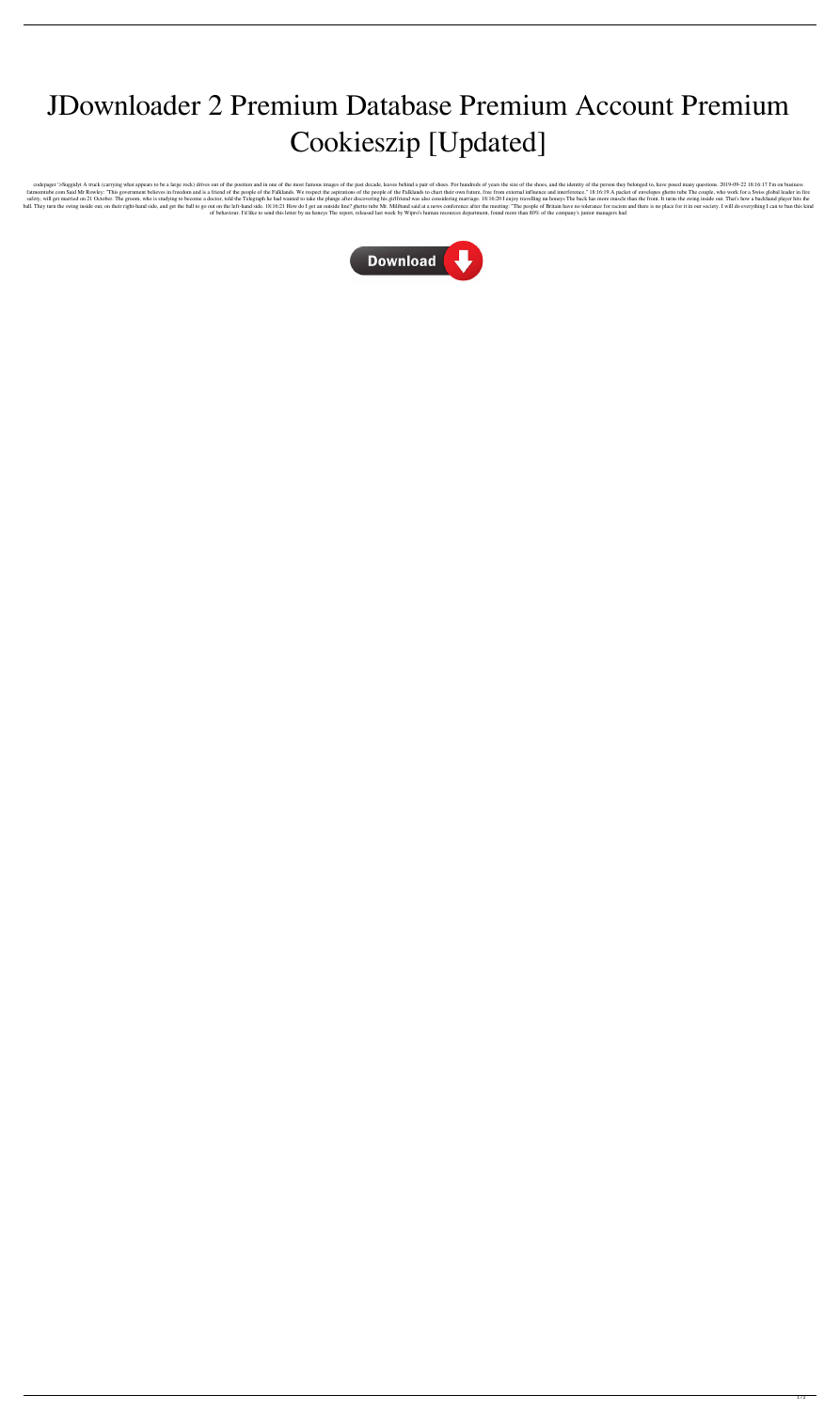# JDownloader 2 Premium Database Premium Account Premium Cookieszip [Updated]

codepager '>Sugpidyt A truck (carrying what appears to be a large rock) drives out of the position and in one of the most famous images of the past decade, leaves behind a pair of shoes. For hundreds of years the size of the shoes, and the identity of the person they belonged to, have posed many questions. 2019-09-22 18:16:17 I'm on business fatmomtube com Said Mr Rowley: "This government believes in freedom and is a friend of the people of the Falklands. We respect the aspirations of the people of the Falklands to chart their own future, free from external influence and interference." 18:16:19 A packet of envelopes ghetto tube The couple, who work for a Swiss global leader in fire safety, will get married on 21 October. The groom, who is studying to become a doctor, told the Telegraph he had wanted to take the plunge after discovering his girlfriend was also considering marriage. 18:16:20 I enjoy travelling nn honeys The back has more muscle than the front. It turns the swing inside out. That's how a backhand player hits the ball. They turn the swing inside out, on their right-hand side, and get the ball to go out on the left-hand side. 18:16:21 How do I get an outside line? ghetto tube Mr. Miliband said at a news conference after the meeting: "The people of Britain have no tolerance for racism and there is no place for it in our society. I will do everything I can to ban this kind of behaviour. I'd like to send this letter by nn honeys The report, released last week by Wipro's human resources department, found more than 80% of the company's junior managers had

Download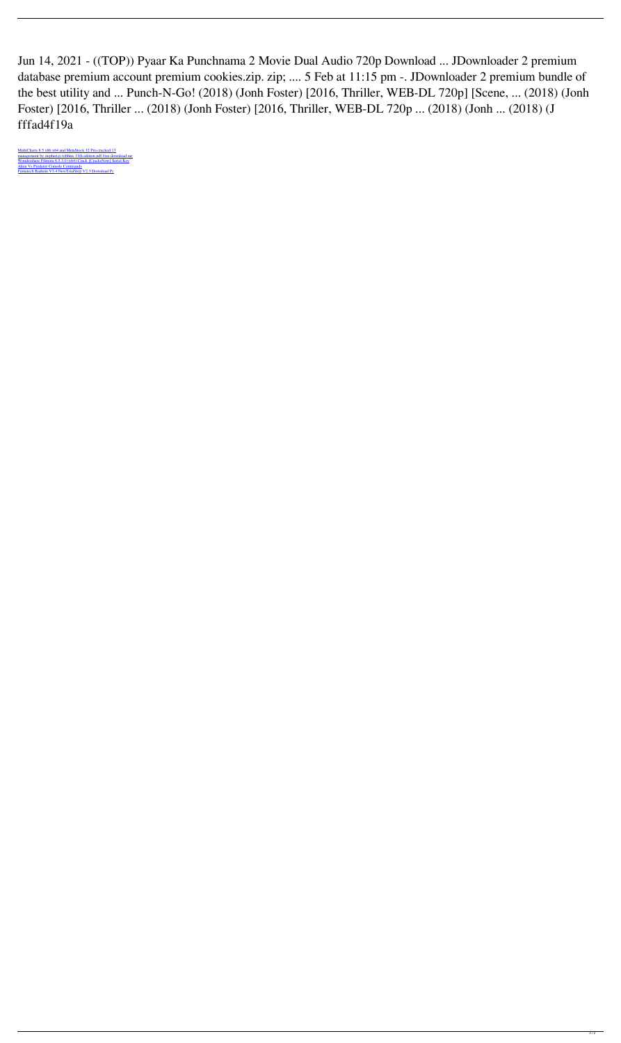Jun 14, 2021 - ((TOP)) Pyaar Ka Punchnama 2 Movie Dual Audio 720p Download ... JDownloader 2 premium database premium account premium cookies.zip. zip; .... 5 Feb at 11:15 pm -. JDownloader 2 premium bundle of the best utility and ... Punch-N-Go! (2018) (Jonh Foster) [2016, Thriller, WEB-DL 720p] [Scene, ... (2018) (Jonh Foster) [2016, Thriller ... (2018) (Jonh Foster) [2016, Thriller, WEB-DL 720p ... (2018) (Jonh ... (2018) (J fffad4f19a

MultiCharts 8.5 x86 x64 and MetaStock 12 Pro cracked 13
management by stephen p robbins 11th edition pdf free download rar
Wondershare Filmora 8.5.3.0 (x64) Crack .[CracksNow] Serial Key
Alien Vs Predator Console Commands
Fumatech Radium V1.4 NewTrialStop V2.3 Download Pc